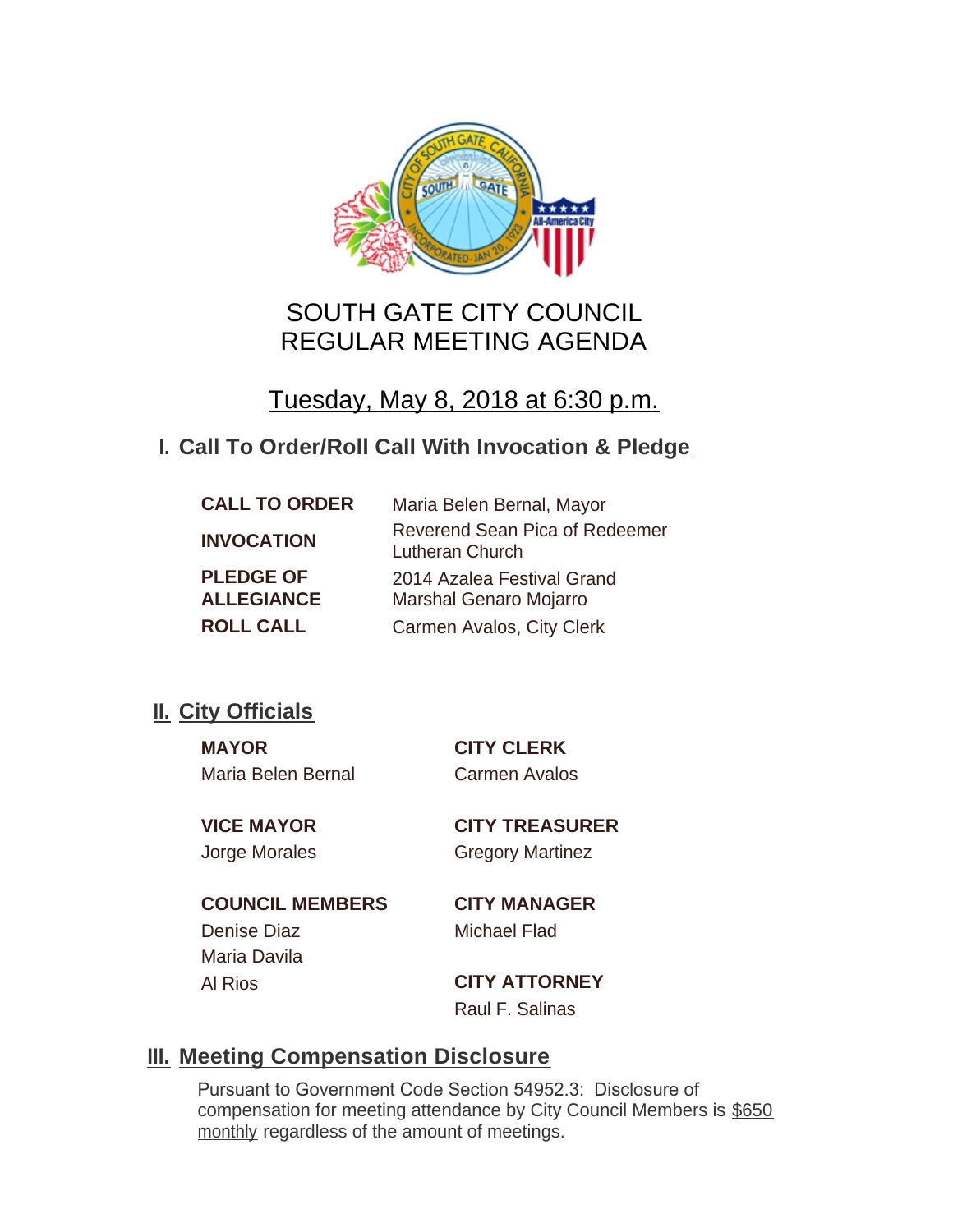# SOUTH GATE CITY COUNCIL
# REGULAR MEETING AGENDA

## Tuesday, May 8, 2018 at 6:30 p.m.

## I. Call To Order/Roll Call With Invocation & Pledge

| | |
|---|---|
| **CALL TO ORDER** | Maria Belen Bernal, Mayor |
| **INVOCATION** | Reverend Sean Pica of Redeemer Lutheran Church |
| **PLEDGE OF ALLEGIANCE** | 2014 Azalea Festival Grand Marshal Genaro Mojarro |
| **ROLL CALL** | Carmen Avalos, City Clerk |

## II. City Officials

**MAYOR**
Maria Belen Bernal

**VICE MAYOR**
Jorge Morales

**COUNCIL MEMBERS**
Denise Diaz
Maria Davila
Al Rios

**CITY CLERK**
Carmen Avalos

**CITY TREASURER**
Gregory Martinez

**CITY MANAGER**
Michael Flad

**CITY ATTORNEY**
Raul F. Salinas

## III. Meeting Compensation Disclosure

Pursuant to Government Code Section 54952.3: Disclosure of compensation for meeting attendance by City Council Members is $650 monthly regardless of the amount of meetings.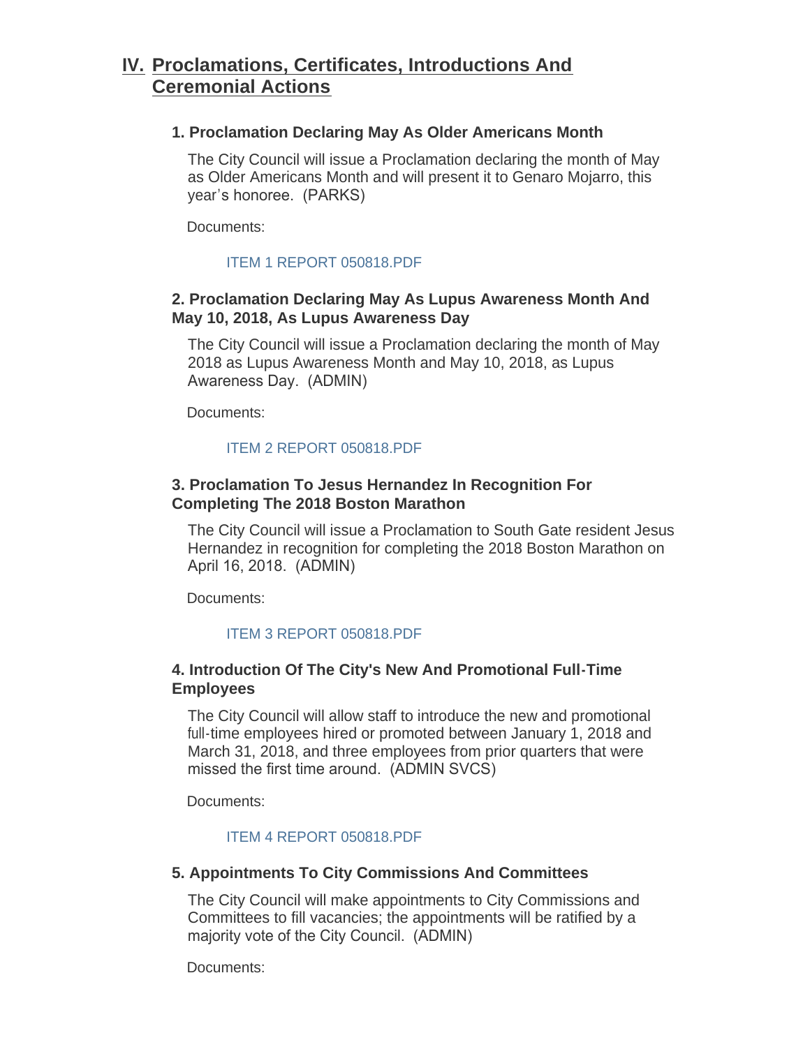## IV. Proclamations, Certificates, Introductions And Ceremonial Actions

### 1. Proclamation Declaring May As Older Americans Month

The City Council will issue a Proclamation declaring the month of May as Older Americans Month and will present it to Genaro Mojarro, this year's honoree. (PARKS)

Documents:

ITEM 1 REPORT 050818.PDF

### 2. Proclamation Declaring May As Lupus Awareness Month And May 10, 2018, As Lupus Awareness Day

The City Council will issue a Proclamation declaring the month of May 2018 as Lupus Awareness Month and May 10, 2018, as Lupus Awareness Day. (ADMIN)

Documents:

ITEM 2 REPORT 050818.PDF

### 3. Proclamation To Jesus Hernandez In Recognition For Completing The 2018 Boston Marathon

The City Council will issue a Proclamation to South Gate resident Jesus Hernandez in recognition for completing the 2018 Boston Marathon on April 16, 2018. (ADMIN)

Documents:

ITEM 3 REPORT 050818.PDF

### 4. Introduction Of The City's New And Promotional Full-Time Employees

The City Council will allow staff to introduce the new and promotional full-time employees hired or promoted between January 1, 2018 and March 31, 2018, and three employees from prior quarters that were missed the first time around. (ADMIN SVCS)

Documents:

ITEM 4 REPORT 050818.PDF

### 5. Appointments To City Commissions And Committees

The City Council will make appointments to City Commissions and Committees to fill vacancies; the appointments will be ratified by a majority vote of the City Council. (ADMIN)

Documents: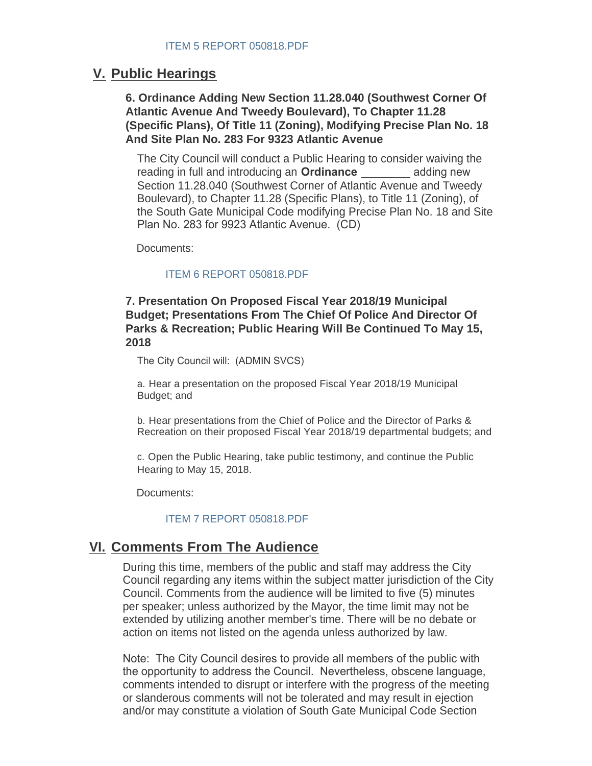ITEM 5 REPORT 050818.PDF

## V. Public Hearings

### 6. Ordinance Adding New Section 11.28.040 (Southwest Corner Of Atlantic Avenue And Tweedy Boulevard), To Chapter 11.28 (Specific Plans), Of Title 11 (Zoning), Modifying Precise Plan No. 18 And Site Plan No. 283 For 9323 Atlantic Avenue

The City Council will conduct a Public Hearing to consider waiving the reading in full and introducing an **Ordinance** ________ adding new Section 11.28.040 (Southwest Corner of Atlantic Avenue and Tweedy Boulevard), to Chapter 11.28 (Specific Plans), to Title 11 (Zoning), of the South Gate Municipal Code modifying Precise Plan No. 18 and Site Plan No. 283 for 9923 Atlantic Avenue. (CD)

Documents:

ITEM 6 REPORT 050818.PDF

### 7. Presentation On Proposed Fiscal Year 2018/19 Municipal Budget; Presentations From The Chief Of Police And Director Of Parks & Recreation; Public Hearing Will Be Continued To May 15, 2018

The City Council will: (ADMIN SVCS)

a. Hear a presentation on the proposed Fiscal Year 2018/19 Municipal Budget; and

b. Hear presentations from the Chief of Police and the Director of Parks & Recreation on their proposed Fiscal Year 2018/19 departmental budgets; and

c. Open the Public Hearing, take public testimony, and continue the Public Hearing to May 15, 2018.

Documents:

ITEM 7 REPORT 050818.PDF

## VI. Comments From The Audience

During this time, members of the public and staff may address the City Council regarding any items within the subject matter jurisdiction of the City Council. Comments from the audience will be limited to five (5) minutes per speaker; unless authorized by the Mayor, the time limit may not be extended by utilizing another member's time. There will be no debate or action on items not listed on the agenda unless authorized by law.

Note: The City Council desires to provide all members of the public with the opportunity to address the Council. Nevertheless, obscene language, comments intended to disrupt or interfere with the progress of the meeting or slanderous comments will not be tolerated and may result in ejection and/or may constitute a violation of South Gate Municipal Code Section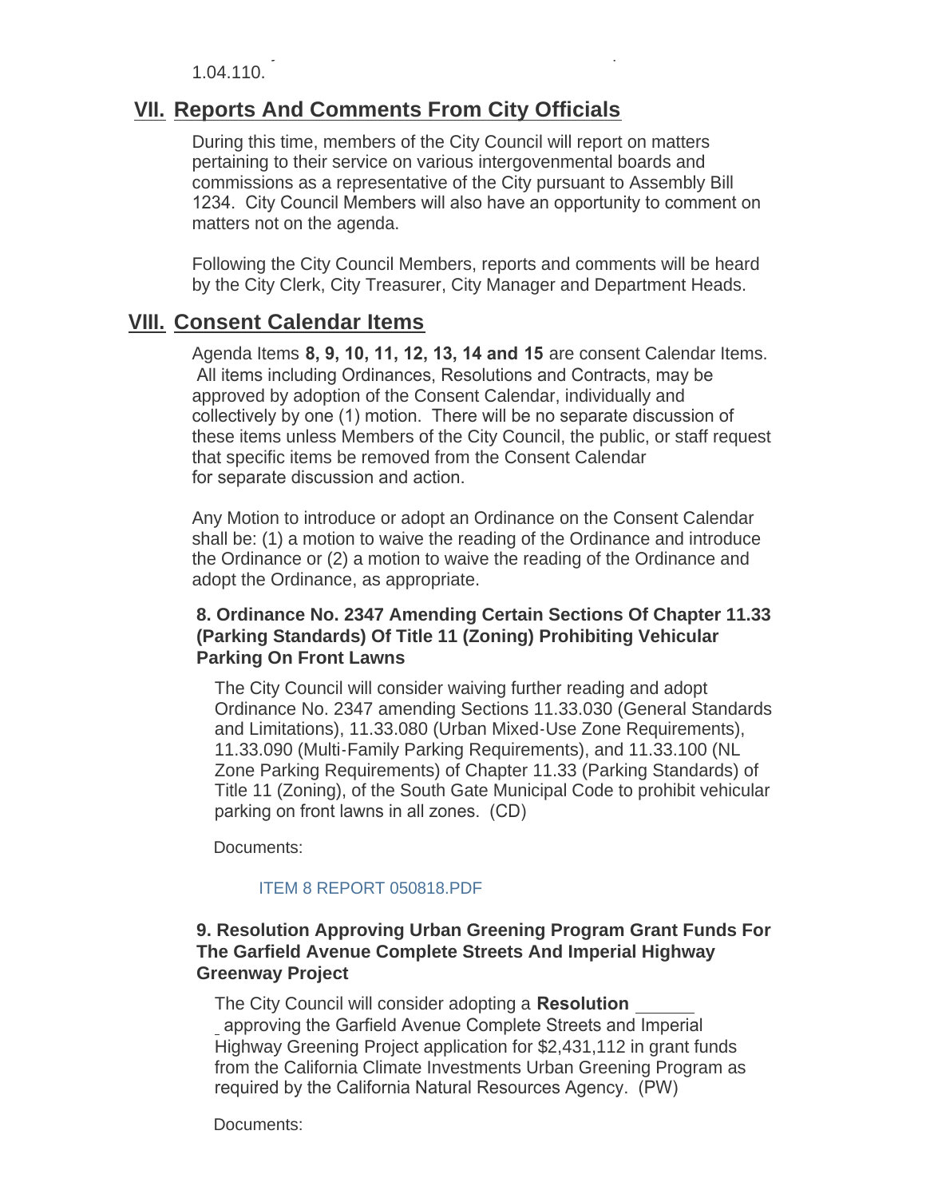1.04.110.

## VII. Reports And Comments From City Officials

During this time, members of the City Council will report on matters pertaining to their service on various intergovenmental boards and commissions as a representative of the City pursuant to Assembly Bill 1234. City Council Members will also have an opportunity to comment on matters not on the agenda.

Following the City Council Members, reports and comments will be heard by the City Clerk, City Treasurer, City Manager and Department Heads.

## VIII. Consent Calendar Items

Agenda Items **8, 9, 10, 11, 12, 13, 14 and 15** are consent Calendar Items. All items including Ordinances, Resolutions and Contracts, may be approved by adoption of the Consent Calendar, individually and collectively by one (1) motion. There will be no separate discussion of these items unless Members of the City Council, the public, or staff request that specific items be removed from the Consent Calendar for separate discussion and action.

Any Motion to introduce or adopt an Ordinance on the Consent Calendar shall be: (1) a motion to waive the reading of the Ordinance and introduce the Ordinance or (2) a motion to waive the reading of the Ordinance and adopt the Ordinance, as appropriate.

### 8. Ordinance No. 2347 Amending Certain Sections Of Chapter 11.33 (Parking Standards) Of Title 11 (Zoning) Prohibiting Vehicular Parking On Front Lawns

The City Council will consider waiving further reading and adopt Ordinance No. 2347 amending Sections 11.33.030 (General Standards and Limitations), 11.33.080 (Urban Mixed-Use Zone Requirements), 11.33.090 (Multi-Family Parking Requirements), and 11.33.100 (NL Zone Parking Requirements) of Chapter 11.33 (Parking Standards) of Title 11 (Zoning), of the South Gate Municipal Code to prohibit vehicular parking on front lawns in all zones. (CD)

Documents:

ITEM 8 REPORT 050818.PDF

### 9. Resolution Approving Urban Greening Program Grant Funds For The Garfield Avenue Complete Streets And Imperial Highway Greenway Project

The City Council will consider adopting a **Resolution** ______ approving the Garfield Avenue Complete Streets and Imperial Highway Greening Project application for $2,431,112 in grant funds from the California Climate Investments Urban Greening Program as required by the California Natural Resources Agency. (PW)

Documents: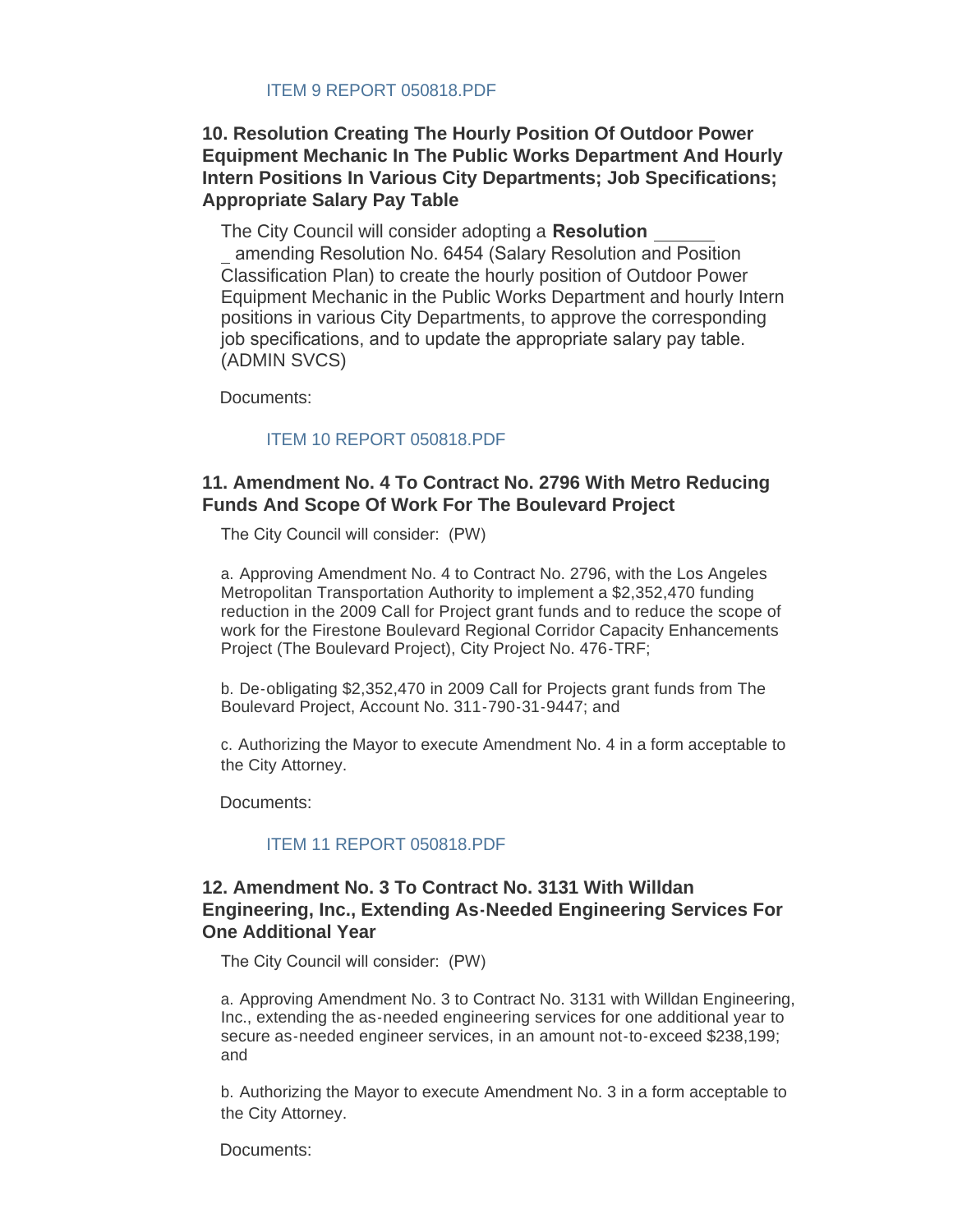ITEM 9 REPORT 050818.PDF

### 10. Resolution Creating The Hourly Position Of Outdoor Power Equipment Mechanic In The Public Works Department And Hourly Intern Positions In Various City Departments; Job Specifications; Appropriate Salary Pay Table

The City Council will consider adopting a **Resolution _______** amending Resolution No. 6454 (Salary Resolution and Position Classification Plan) to create the hourly position of Outdoor Power Equipment Mechanic in the Public Works Department and hourly Intern positions in various City Departments, to approve the corresponding job specifications, and to update the appropriate salary pay table. (ADMIN SVCS)

Documents:

ITEM 10 REPORT 050818.PDF

### 11. Amendment No. 4 To Contract No. 2796 With Metro Reducing Funds And Scope Of Work For The Boulevard Project

The City Council will consider: (PW)

a. Approving Amendment No. 4 to Contract No. 2796, with the Los Angeles Metropolitan Transportation Authority to implement a $2,352,470 funding reduction in the 2009 Call for Project grant funds and to reduce the scope of work for the Firestone Boulevard Regional Corridor Capacity Enhancements Project (The Boulevard Project), City Project No. 476-TRF;

b. De-obligating $2,352,470 in 2009 Call for Projects grant funds from The Boulevard Project, Account No. 311-790-31-9447; and

c. Authorizing the Mayor to execute Amendment No. 4 in a form acceptable to the City Attorney.

Documents:

ITEM 11 REPORT 050818.PDF

### 12. Amendment No. 3 To Contract No. 3131 With Willdan Engineering, Inc., Extending As-Needed Engineering Services For One Additional Year

The City Council will consider: (PW)

a. Approving Amendment No. 3 to Contract No. 3131 with Willdan Engineering, Inc., extending the as-needed engineering services for one additional year to secure as-needed engineer services, in an amount not-to-exceed $238,199; and

b. Authorizing the Mayor to execute Amendment No. 3 in a form acceptable to the City Attorney.

Documents: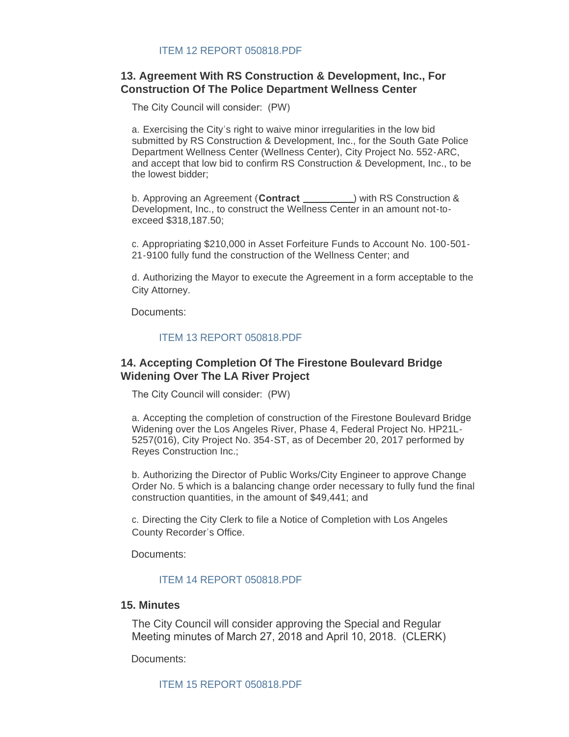ITEM 12 REPORT 050818.PDF

## 13. Agreement With RS Construction & Development, Inc., For Construction Of The Police Department Wellness Center

The City Council will consider: (PW)

a. Exercising the City's right to waive minor irregularities in the low bid submitted by RS Construction & Development, Inc., for the South Gate Police Department Wellness Center (Wellness Center), City Project No. 552-ARC, and accept that low bid to confirm RS Construction & Development, Inc., to be the lowest bidder;

b. Approving an Agreement (**Contract \_\_\_\_\_\_\_\_\_**) with RS Construction & Development, Inc., to construct the Wellness Center in an amount not-to-exceed $318,187.50;

c. Appropriating $210,000 in Asset Forfeiture Funds to Account No. 100-501-21-9100 fully fund the construction of the Wellness Center; and

d. Authorizing the Mayor to execute the Agreement in a form acceptable to the City Attorney.

Documents:

ITEM 13 REPORT 050818.PDF

## 14. Accepting Completion Of The Firestone Boulevard Bridge Widening Over The LA River Project

The City Council will consider: (PW)

a. Accepting the completion of construction of the Firestone Boulevard Bridge Widening over the Los Angeles River, Phase 4, Federal Project No. HP21L-5257(016), City Project No. 354-ST, as of December 20, 2017 performed by Reyes Construction Inc.;

b. Authorizing the Director of Public Works/City Engineer to approve Change Order No. 5 which is a balancing change order necessary to fully fund the final construction quantities, in the amount of $49,441; and

c. Directing the City Clerk to file a Notice of Completion with Los Angeles County Recorder's Office.

Documents:

ITEM 14 REPORT 050818.PDF

## 15. Minutes

The City Council will consider approving the Special and Regular Meeting minutes of March 27, 2018 and April 10, 2018. (CLERK)

Documents:

ITEM 15 REPORT 050818.PDF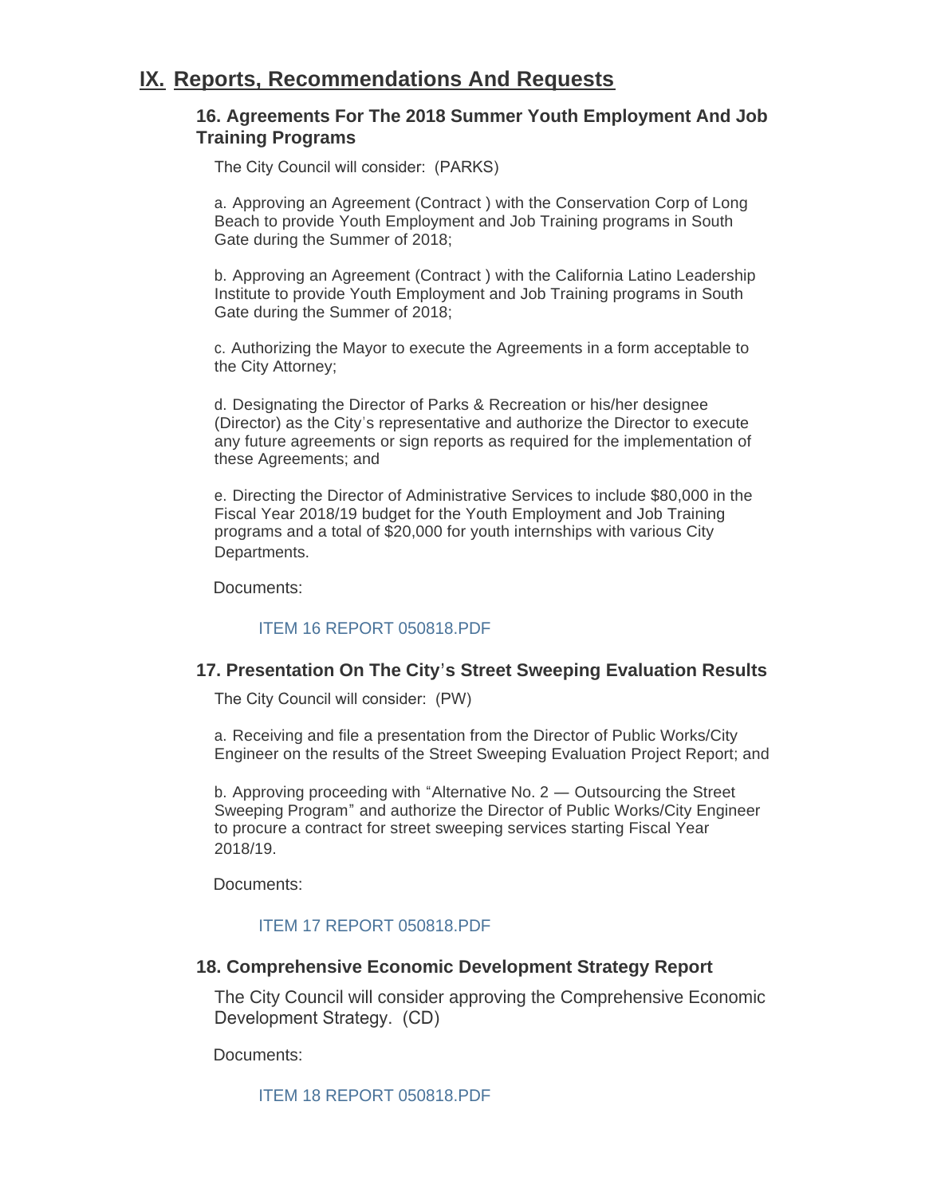## IX. Reports, Recommendations And Requests

### 16. Agreements For The 2018 Summer Youth Employment And Job Training Programs

The City Council will consider: (PARKS)

a. Approving an Agreement (Contract ) with the Conservation Corp of Long Beach to provide Youth Employment and Job Training programs in South Gate during the Summer of 2018;

b. Approving an Agreement (Contract ) with the California Latino Leadership Institute to provide Youth Employment and Job Training programs in South Gate during the Summer of 2018;

c. Authorizing the Mayor to execute the Agreements in a form acceptable to the City Attorney;

d. Designating the Director of Parks & Recreation or his/her designee (Director) as the City's representative and authorize the Director to execute any future agreements or sign reports as required for the implementation of these Agreements; and

e. Directing the Director of Administrative Services to include $80,000 in the Fiscal Year 2018/19 budget for the Youth Employment and Job Training programs and a total of $20,000 for youth internships with various City Departments.

Documents:

ITEM 16 REPORT 050818.PDF

### 17. Presentation On The City's Street Sweeping Evaluation Results

The City Council will consider: (PW)

a. Receiving and file a presentation from the Director of Public Works/City Engineer on the results of the Street Sweeping Evaluation Project Report; and

b. Approving proceeding with "Alternative No. 2 — Outsourcing the Street Sweeping Program" and authorize the Director of Public Works/City Engineer to procure a contract for street sweeping services starting Fiscal Year 2018/19.

Documents:

ITEM 17 REPORT 050818.PDF

### 18. Comprehensive Economic Development Strategy Report

The City Council will consider approving the Comprehensive Economic Development Strategy. (CD)

Documents:

ITEM 18 REPORT 050818.PDF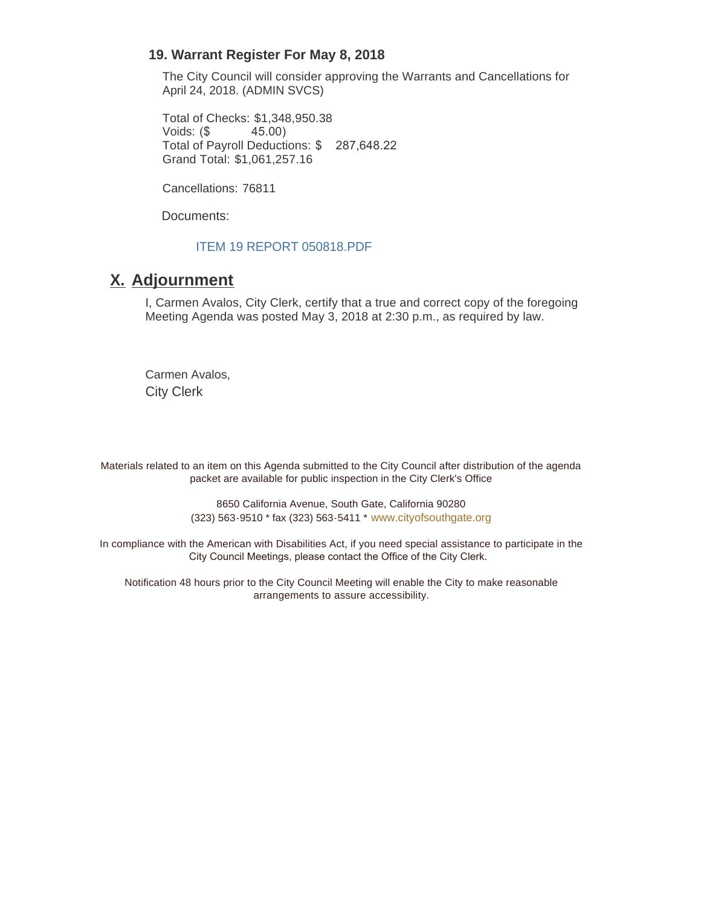### 19. Warrant Register For May 8, 2018

The City Council will consider approving the Warrants and Cancellations for April 24, 2018. (ADMIN SVCS)

Total of Checks: $1,348,950.38
Voids: ($ 45.00)
Total of Payroll Deductions: $ 287,648.22
Grand Total: $1,061,257.16

Cancellations: 76811

Documents:

ITEM 19 REPORT 050818.PDF

## X. Adjournment

I, Carmen Avalos, City Clerk, certify that a true and correct copy of the foregoing Meeting Agenda was posted May 3, 2018 at 2:30 p.m., as required by law.

Carmen Avalos,
City Clerk

Materials related to an item on this Agenda submitted to the City Council after distribution of the agenda packet are available for public inspection in the City Clerk's Office

8650 California Avenue, South Gate, California 90280
(323) 563-9510 * fax (323) 563-5411 * www.cityofsouthgate.org

In compliance with the American with Disabilities Act, if you need special assistance to participate in the City Council Meetings, please contact the Office of the City Clerk.

Notification 48 hours prior to the City Council Meeting will enable the City to make reasonable arrangements to assure accessibility.